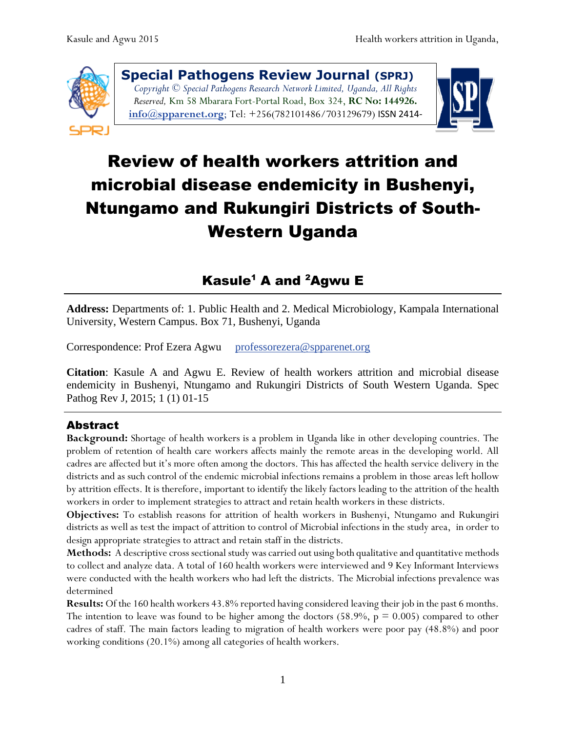**Special Pathogens Review Journal (SPRJ)**
*Copyright © Special Pathogens Research Network Limited, Uganda, All Rights Reserved,* Km 58 Mbarara Fort-Portal Road, Box 324, **RC No: 144926.** **info@spparenet.org**; Tel: +256(782101486/703129679) ISSN 2414-

# Review of health workers attrition and microbial disease endemicity in Bushenyi, Ntungamo and Rukungiri Districts of South-Western Uganda

## Kasule[1] A and [2]Agwu E

**Address:** Departments of: 1. Public Health and 2. Medical Microbiology, Kampala International University, Western Campus. Box 71, Bushenyi, Uganda

Correspondence: Prof Ezera Agwu professorezera@spparenet.org

**Citation**: Kasule A and Agwu E. Review of health workers attrition and microbial disease endemicity in Bushenyi, Ntungamo and Rukungiri Districts of South Western Uganda. Spec Pathog Rev J, 2015; 1 (1) 01-15

## Abstract

**Background:** Shortage of health workers is a problem in Uganda like in other developing countries. The problem of retention of health care workers affects mainly the remote areas in the developing world. All cadres are affected but it's more often among the doctors. This has affected the health service delivery in the districts and as such control of the endemic microbial infections remains a problem in those areas left hollow by attrition effects. It is therefore, important to identify the likely factors leading to the attrition of the health workers in order to implement strategies to attract and retain health workers in these districts.

**Objectives:** To establish reasons for attrition of health workers in Bushenyi, Ntungamo and Rukungiri districts as well as test the impact of attrition to control of Microbial infections in the study area, in order to design appropriate strategies to attract and retain staff in the districts.

**Methods:** A descriptive cross sectional study was carried out using both qualitative and quantitative methods to collect and analyze data. A total of 160 health workers were interviewed and 9 Key Informant Interviews were conducted with the health workers who had left the districts. The Microbial infections prevalence was determined

**Results:** Of the 160 health workers 43.8% reported having considered leaving their job in the past 6 months. The intention to leave was found to be higher among the doctors (58.9%, $p = 0.005$) compared to other cadres of staff. The main factors leading to migration of health workers were poor pay (48.8%) and poor working conditions (20.1%) among all categories of health workers.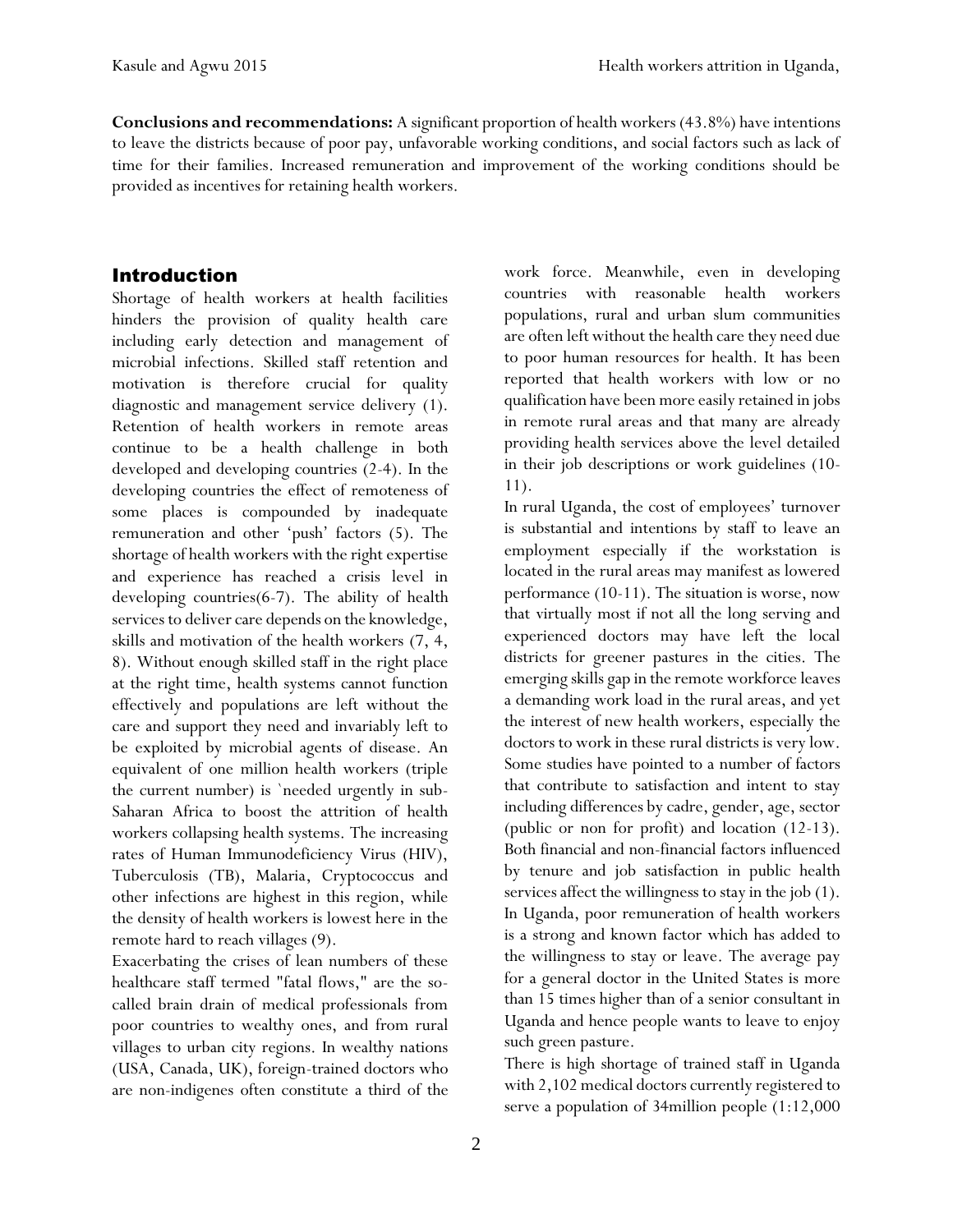**Conclusions and recommendations:** A significant proportion of health workers (43.8%) have intentions to leave the districts because of poor pay, unfavorable working conditions, and social factors such as lack of time for their families. Increased remuneration and improvement of the working conditions should be provided as incentives for retaining health workers.

## Introduction

Shortage of health workers at health facilities hinders the provision of quality health care including early detection and management of microbial infections. Skilled staff retention and motivation is therefore crucial for quality diagnostic and management service delivery (1). Retention of health workers in remote areas continue to be a health challenge in both developed and developing countries (2-4). In the developing countries the effect of remoteness of some places is compounded by inadequate remuneration and other 'push' factors (5). The shortage of health workers with the right expertise and experience has reached a crisis level in developing countries(6-7). The ability of health services to deliver care depends on the knowledge, skills and motivation of the health workers (7, 4, 8). Without enough skilled staff in the right place at the right time, health systems cannot function effectively and populations are left without the care and support they need and invariably left to be exploited by microbial agents of disease. An equivalent of one million health workers (triple the current number) is `needed urgently in sub-Saharan Africa to boost the attrition of health workers collapsing health systems. The increasing rates of Human Immunodeficiency Virus (HIV), Tuberculosis (TB), Malaria, Cryptococcus and other infections are highest in this region, while the density of health workers is lowest here in the remote hard to reach villages (9).

Exacerbating the crises of lean numbers of these healthcare staff termed "fatal flows," are the so-called brain drain of medical professionals from poor countries to wealthy ones, and from rural villages to urban city regions. In wealthy nations (USA, Canada, UK), foreign-trained doctors who are non-indigenes often constitute a third of the work force. Meanwhile, even in developing countries with reasonable health workers populations, rural and urban slum communities are often left without the health care they need due to poor human resources for health. It has been reported that health workers with low or no qualification have been more easily retained in jobs in remote rural areas and that many are already providing health services above the level detailed in their job descriptions or work guidelines (10-11).

In rural Uganda, the cost of employees' turnover is substantial and intentions by staff to leave an employment especially if the workstation is located in the rural areas may manifest as lowered performance (10-11). The situation is worse, now that virtually most if not all the long serving and experienced doctors may have left the local districts for greener pastures in the cities. The emerging skills gap in the remote workforce leaves a demanding work load in the rural areas, and yet the interest of new health workers, especially the doctors to work in these rural districts is very low. Some studies have pointed to a number of factors that contribute to satisfaction and intent to stay including differences by cadre, gender, age, sector (public or non for profit) and location (12-13). Both financial and non-financial factors influenced by tenure and job satisfaction in public health services affect the willingness to stay in the job (1). In Uganda, poor remuneration of health workers is a strong and known factor which has added to the willingness to stay or leave. The average pay for a general doctor in the United States is more than 15 times higher than of a senior consultant in Uganda and hence people wants to leave to enjoy such green pasture.

There is high shortage of trained staff in Uganda with 2,102 medical doctors currently registered to serve a population of 34million people (1:12,000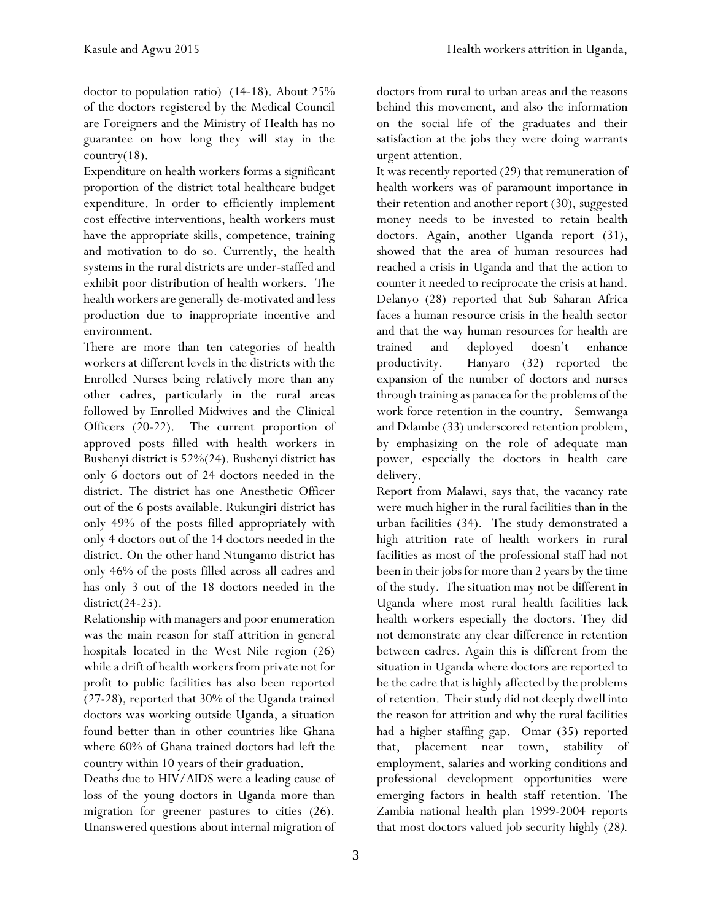doctor to population ratio) (14-18). About 25% of the doctors registered by the Medical Council are Foreigners and the Ministry of Health has no guarantee on how long they will stay in the country(18).

Expenditure on health workers forms a significant proportion of the district total healthcare budget expenditure. In order to efficiently implement cost effective interventions, health workers must have the appropriate skills, competence, training and motivation to do so. Currently, the health systems in the rural districts are under-staffed and exhibit poor distribution of health workers. The health workers are generally de-motivated and less production due to inappropriate incentive and environment.

There are more than ten categories of health workers at different levels in the districts with the Enrolled Nurses being relatively more than any other cadres, particularly in the rural areas followed by Enrolled Midwives and the Clinical Officers (20-22). The current proportion of approved posts filled with health workers in Bushenyi district is 52%(24). Bushenyi district has only 6 doctors out of 24 doctors needed in the district. The district has one Anesthetic Officer out of the 6 posts available. Rukungiri district has only 49% of the posts filled appropriately with only 4 doctors out of the 14 doctors needed in the district. On the other hand Ntungamo district has only 46% of the posts filled across all cadres and has only 3 out of the 18 doctors needed in the district(24-25).

Relationship with managers and poor enumeration was the main reason for staff attrition in general hospitals located in the West Nile region (26) while a drift of health workers from private not for profit to public facilities has also been reported (27-28), reported that 30% of the Uganda trained doctors was working outside Uganda, a situation found better than in other countries like Ghana where 60% of Ghana trained doctors had left the country within 10 years of their graduation.

Deaths due to HIV/AIDS were a leading cause of loss of the young doctors in Uganda more than migration for greener pastures to cities (26). Unanswered questions about internal migration of doctors from rural to urban areas and the reasons behind this movement, and also the information on the social life of the graduates and their satisfaction at the jobs they were doing warrants urgent attention.

It was recently reported (29) that remuneration of health workers was of paramount importance in their retention and another report (30), suggested money needs to be invested to retain health doctors. Again, another Uganda report (31), showed that the area of human resources had reached a crisis in Uganda and that the action to counter it needed to reciprocate the crisis at hand. Delanyo (28) reported that Sub Saharan Africa faces a human resource crisis in the health sector and that the way human resources for health are trained and deployed doesn't enhance productivity. Hanyaro (32) reported the expansion of the number of doctors and nurses through training as panacea for the problems of the work force retention in the country. Semwanga and Ddambe (33) underscored retention problem, by emphasizing on the role of adequate man power, especially the doctors in health care delivery.

Report from Malawi, says that, the vacancy rate were much higher in the rural facilities than in the urban facilities (34). The study demonstrated a high attrition rate of health workers in rural facilities as most of the professional staff had not been in their jobs for more than 2 years by the time of the study. The situation may not be different in Uganda where most rural health facilities lack health workers especially the doctors. They did not demonstrate any clear difference in retention between cadres. Again this is different from the situation in Uganda where doctors are reported to be the cadre that is highly affected by the problems of retention. Their study did not deeply dwell into the reason for attrition and why the rural facilities had a higher staffing gap. Omar (35) reported that, placement near town, stability of employment, salaries and working conditions and professional development opportunities were emerging factors in health staff retention. The Zambia national health plan 1999-2004 reports that most doctors valued job security highly (28*).*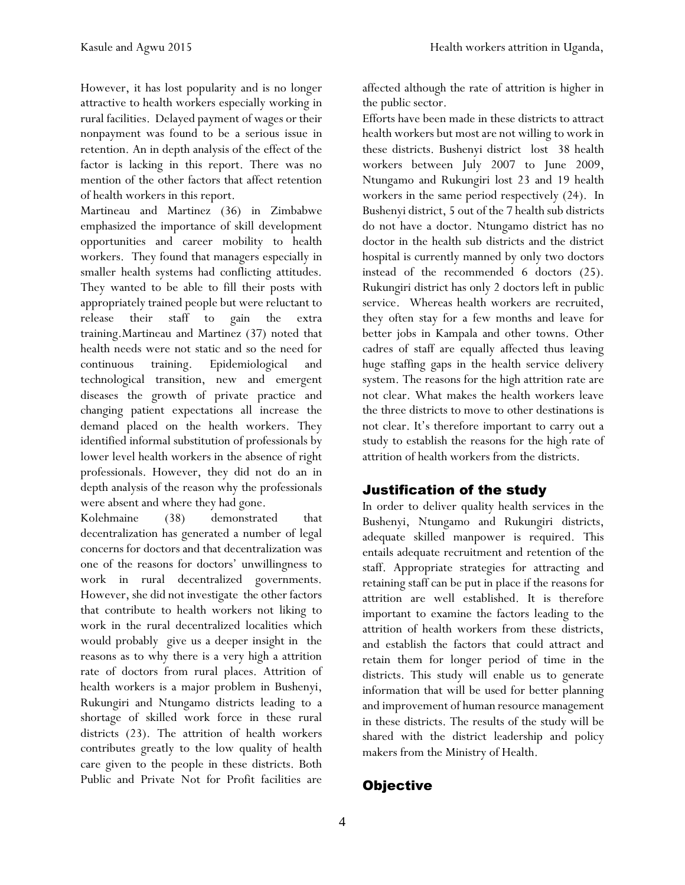However, it has lost popularity and is no longer attractive to health workers especially working in rural facilities. Delayed payment of wages or their nonpayment was found to be a serious issue in retention. An in depth analysis of the effect of the factor is lacking in this report. There was no mention of the other factors that affect retention of health workers in this report.

Martineau and Martinez (36) in Zimbabwe emphasized the importance of skill development opportunities and career mobility to health workers. They found that managers especially in smaller health systems had conflicting attitudes. They wanted to be able to fill their posts with appropriately trained people but were reluctant to release their staff to gain the extra training.Martineau and Martinez (37) noted that health needs were not static and so the need for continuous training. Epidemiological and technological transition, new and emergent diseases the growth of private practice and changing patient expectations all increase the demand placed on the health workers. They identified informal substitution of professionals by lower level health workers in the absence of right professionals. However, they did not do an in depth analysis of the reason why the professionals were absent and where they had gone.

Kolehmaine (38) demonstrated that decentralization has generated a number of legal concerns for doctors and that decentralization was one of the reasons for doctors' unwillingness to work in rural decentralized governments. However, she did not investigate the other factors that contribute to health workers not liking to work in the rural decentralized localities which would probably give us a deeper insight in the reasons as to why there is a very high a attrition rate of doctors from rural places. Attrition of health workers is a major problem in Bushenyi, Rukungiri and Ntungamo districts leading to a shortage of skilled work force in these rural districts (23). The attrition of health workers contributes greatly to the low quality of health care given to the people in these districts. Both Public and Private Not for Profit facilities are affected although the rate of attrition is higher in the public sector.

Efforts have been made in these districts to attract health workers but most are not willing to work in these districts. Bushenyi district lost 38 health workers between July 2007 to June 2009, Ntungamo and Rukungiri lost 23 and 19 health workers in the same period respectively (24). In Bushenyi district, 5 out of the 7 health sub districts do not have a doctor. Ntungamo district has no doctor in the health sub districts and the district hospital is currently manned by only two doctors instead of the recommended 6 doctors (25). Rukungiri district has only 2 doctors left in public service. Whereas health workers are recruited, they often stay for a few months and leave for better jobs in Kampala and other towns. Other cadres of staff are equally affected thus leaving huge staffing gaps in the health service delivery system. The reasons for the high attrition rate are not clear. What makes the health workers leave the three districts to move to other destinations is not clear. It's therefore important to carry out a study to establish the reasons for the high rate of attrition of health workers from the districts.

## Justification of the study

In order to deliver quality health services in the Bushenyi, Ntungamo and Rukungiri districts, adequate skilled manpower is required. This entails adequate recruitment and retention of the staff. Appropriate strategies for attracting and retaining staff can be put in place if the reasons for attrition are well established. It is therefore important to examine the factors leading to the attrition of health workers from these districts, and establish the factors that could attract and retain them for longer period of time in the districts. This study will enable us to generate information that will be used for better planning and improvement of human resource management in these districts. The results of the study will be shared with the district leadership and policy makers from the Ministry of Health.

## Objective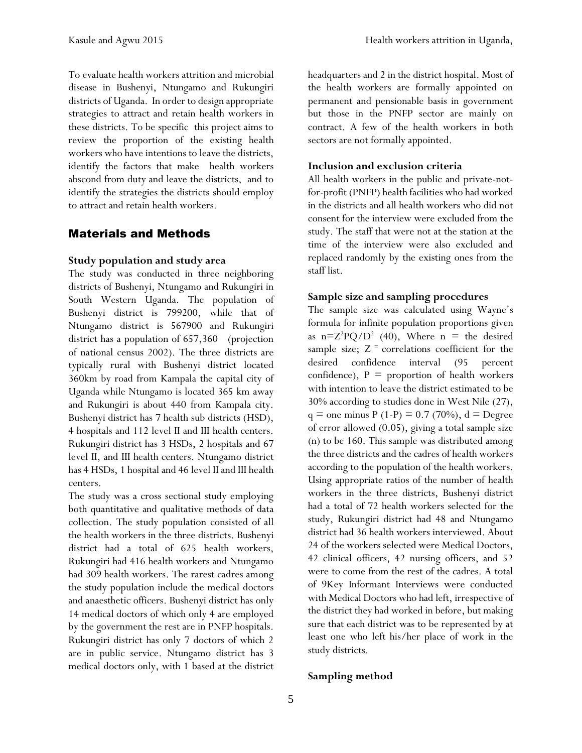To evaluate health workers attrition and microbial disease in Bushenyi, Ntungamo and Rukungiri districts of Uganda. In order to design appropriate strategies to attract and retain health workers in these districts. To be specific this project aims to review the proportion of the existing health workers who have intentions to leave the districts, identify the factors that make health workers abscond from duty and leave the districts, and to identify the strategies the districts should employ to attract and retain health workers.

## Materials and Methods

### Study population and study area

The study was conducted in three neighboring districts of Bushenyi, Ntungamo and Rukungiri in South Western Uganda. The population of Bushenyi district is 799200, while that of Ntungamo district is 567900 and Rukungiri district has a population of 657,360 (projection of national census 2002). The three districts are typically rural with Bushenyi district located 360km by road from Kampala the capital city of Uganda while Ntungamo is located 365 km away and Rukungiri is about 440 from Kampala city. Bushenyi district has 7 health sub districts (HSD), 4 hospitals and 112 level II and III health centers. Rukungiri district has 3 HSDs, 2 hospitals and 67 level II, and III health centers. Ntungamo district has 4 HSDs, 1 hospital and 46 level II and III health centers.

The study was a cross sectional study employing both quantitative and qualitative methods of data collection. The study population consisted of all the health workers in the three districts. Bushenyi district had a total of 625 health workers, Rukungiri had 416 health workers and Ntungamo had 309 health workers. The rarest cadres among the study population include the medical doctors and anaesthetic officers. Bushenyi district has only 14 medical doctors of which only 4 are employed by the government the rest are in PNFP hospitals. Rukungiri district has only 7 doctors of which 2 are in public service. Ntungamo district has 3 medical doctors only, with 1 based at the district headquarters and 2 in the district hospital. Most of the health workers are formally appointed on permanent and pensionable basis in government but those in the PNFP sector are mainly on contract. A few of the health workers in both sectors are not formally appointed.

### Inclusion and exclusion criteria

All health workers in the public and private-not-for-profit (PNFP) health facilities who had worked in the districts and all health workers who did not consent for the interview were excluded from the study. The staff that were not at the station at the time of the interview were also excluded and replaced randomly by the existing ones from the staff list.

### Sample size and sampling procedures

The sample size was calculated using Wayne's formula for infinite population proportions given as $n=Z^2PQ/D^2$ (40), Where n = the desired sample size; Z = correlations coefficient for the desired confidence interval (95 percent confidence), P = proportion of health workers with intention to leave the district estimated to be 30% according to studies done in West Nile (27), q = one minus P (1-P) = 0.7 (70%), d = Degree of error allowed (0.05), giving a total sample size (n) to be 160. This sample was distributed among the three districts and the cadres of health workers according to the population of the health workers. Using appropriate ratios of the number of health workers in the three districts, Bushenyi district had a total of 72 health workers selected for the study, Rukungiri district had 48 and Ntungamo district had 36 health workers interviewed. About 24 of the workers selected were Medical Doctors, 42 clinical officers, 42 nursing officers, and 52 were to come from the rest of the cadres. A total of 9Key Informant Interviews were conducted with Medical Doctors who had left, irrespective of the district they had worked in before, but making sure that each district was to be represented by at least one who left his/her place of work in the study districts.

### Sampling method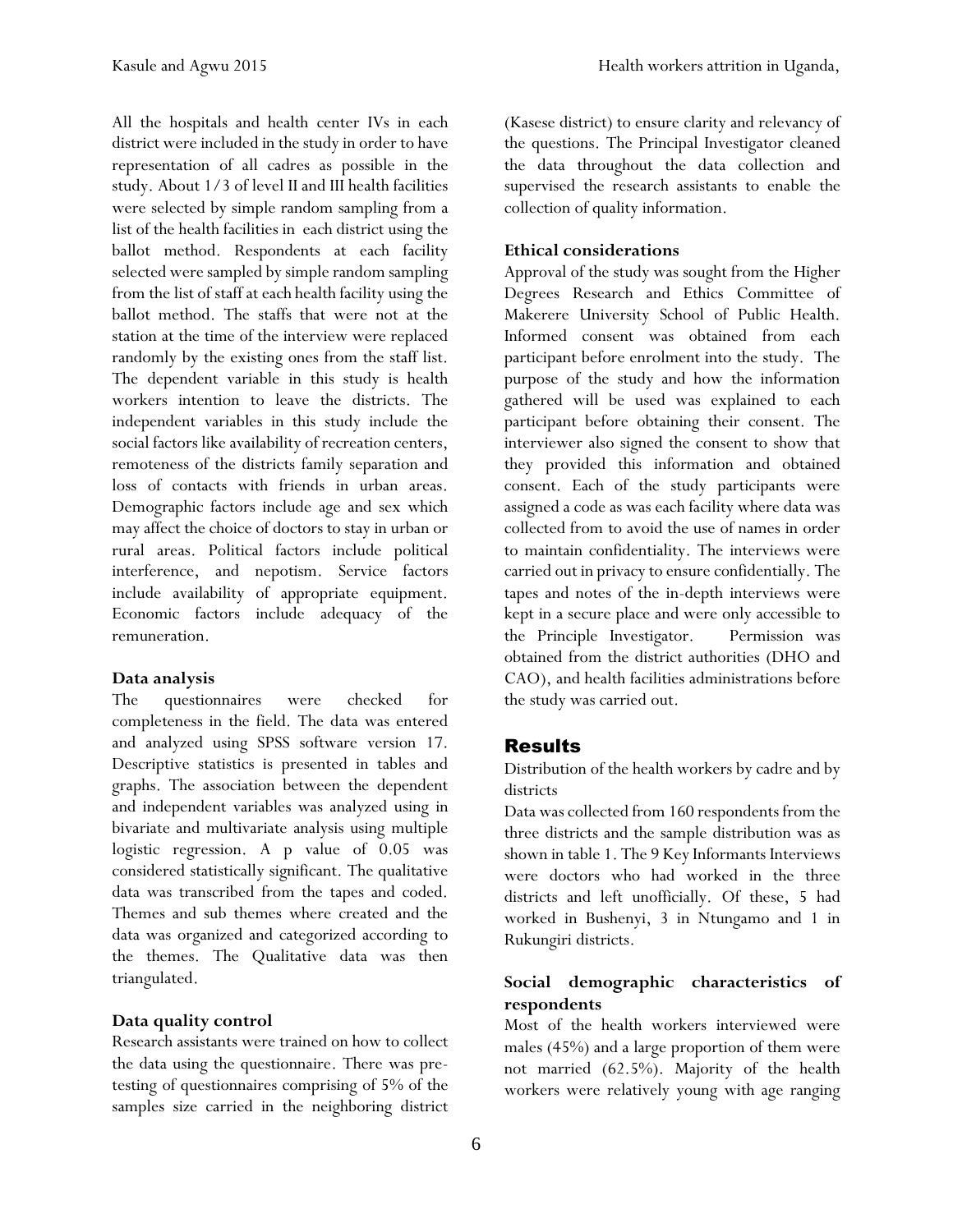All the hospitals and health center IVs in each district were included in the study in order to have representation of all cadres as possible in the study. About 1/3 of level II and III health facilities were selected by simple random sampling from a list of the health facilities in each district using the ballot method. Respondents at each facility selected were sampled by simple random sampling from the list of staff at each health facility using the ballot method. The staffs that were not at the station at the time of the interview were replaced randomly by the existing ones from the staff list. The dependent variable in this study is health workers intention to leave the districts. The independent variables in this study include the social factors like availability of recreation centers, remoteness of the districts family separation and loss of contacts with friends in urban areas. Demographic factors include age and sex which may affect the choice of doctors to stay in urban or rural areas. Political factors include political interference, and nepotism. Service factors include availability of appropriate equipment. Economic factors include adequacy of the remuneration.

### Data analysis

The questionnaires were checked for completeness in the field. The data was entered and analyzed using SPSS software version 17. Descriptive statistics is presented in tables and graphs. The association between the dependent and independent variables was analyzed using in bivariate and multivariate analysis using multiple logistic regression. A p value of 0.05 was considered statistically significant. The qualitative data was transcribed from the tapes and coded. Themes and sub themes where created and the data was organized and categorized according to the themes. The Qualitative data was then triangulated.

### Data quality control

Research assistants were trained on how to collect the data using the questionnaire. There was pre-testing of questionnaires comprising of 5% of the samples size carried in the neighboring district (Kasese district) to ensure clarity and relevancy of the questions. The Principal Investigator cleaned the data throughout the data collection and supervised the research assistants to enable the collection of quality information.

### Ethical considerations

Approval of the study was sought from the Higher Degrees Research and Ethics Committee of Makerere University School of Public Health. Informed consent was obtained from each participant before enrolment into the study. The purpose of the study and how the information gathered will be used was explained to each participant before obtaining their consent. The interviewer also signed the consent to show that they provided this information and obtained consent. Each of the study participants were assigned a code as was each facility where data was collected from to avoid the use of names in order to maintain confidentiality. The interviews were carried out in privacy to ensure confidentially. The tapes and notes of the in-depth interviews were kept in a secure place and were only accessible to the Principle Investigator. Permission was obtained from the district authorities (DHO and CAO), and health facilities administrations before the study was carried out.

## Results

Distribution of the health workers by cadre and by districts

Data was collected from 160 respondents from the three districts and the sample distribution was as shown in table 1. The 9 Key Informants Interviews were doctors who had worked in the three districts and left unofficially. Of these, 5 had worked in Bushenyi, 3 in Ntungamo and 1 in Rukungiri districts.

### Social demographic characteristics of respondents

Most of the health workers interviewed were males (45%) and a large proportion of them were not married (62.5%). Majority of the health workers were relatively young with age ranging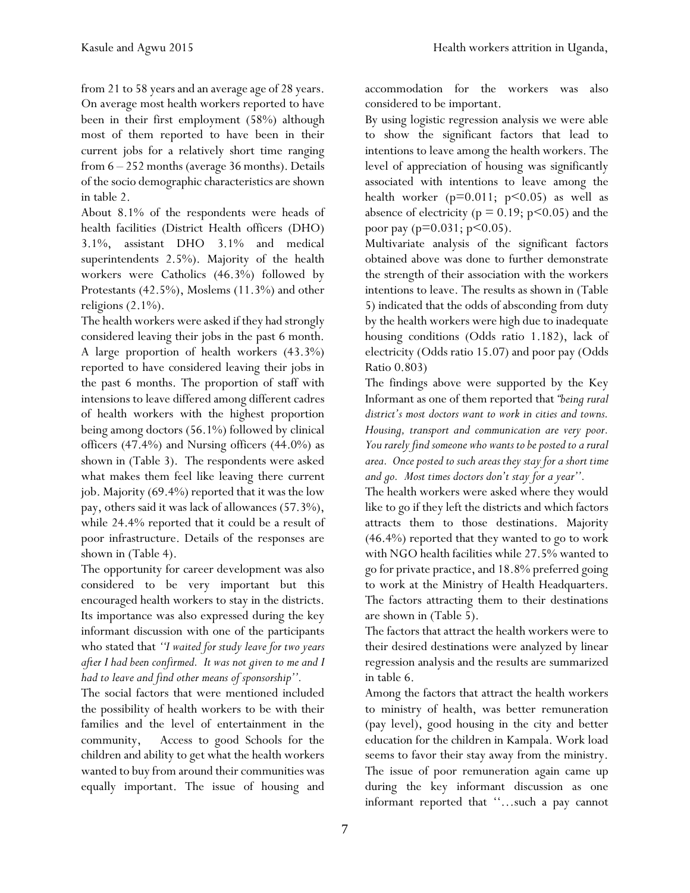from 21 to 58 years and an average age of 28 years. On average most health workers reported to have been in their first employment (58%) although most of them reported to have been in their current jobs for a relatively short time ranging from 6 – 252 months (average 36 months). Details of the socio demographic characteristics are shown in table 2.

About 8.1% of the respondents were heads of health facilities (District Health officers (DHO) 3.1%, assistant DHO 3.1% and medical superintendents 2.5%). Majority of the health workers were Catholics (46.3%) followed by Protestants (42.5%), Moslems (11.3%) and other religions (2.1%).

The health workers were asked if they had strongly considered leaving their jobs in the past 6 month. A large proportion of health workers (43.3%) reported to have considered leaving their jobs in the past 6 months. The proportion of staff with intensions to leave differed among different cadres of health workers with the highest proportion being among doctors (56.1%) followed by clinical officers (47.4%) and Nursing officers (44.0%) as shown in (Table 3). The respondents were asked what makes them feel like leaving there current job. Majority (69.4%) reported that it was the low pay, others said it was lack of allowances (57.3%), while 24.4% reported that it could be a result of poor infrastructure. Details of the responses are shown in (Table 4).

The opportunity for career development was also considered to be very important but this encouraged health workers to stay in the districts. Its importance was also expressed during the key informant discussion with one of the participants who stated that *''I waited for study leave for two years after I had been confirmed. It was not given to me and I had to leave and find other means of sponsorship''.*

The social factors that were mentioned included the possibility of health workers to be with their families and the level of entertainment in the community, Access to good Schools for the children and ability to get what the health workers wanted to buy from around their communities was equally important. The issue of housing and accommodation for the workers was also considered to be important.

By using logistic regression analysis we were able to show the significant factors that lead to intentions to leave among the health workers. The level of appreciation of housing was significantly associated with intentions to leave among the health worker ($p=0.011$; $p<0.05$) as well as absence of electricity ($p = 0.19$; $p<0.05$) and the poor pay ($p=0.031$; $p<0.05$).

Multivariate analysis of the significant factors obtained above was done to further demonstrate the strength of their association with the workers intentions to leave. The results as shown in (Table 5) indicated that the odds of absconding from duty by the health workers were high due to inadequate housing conditions (Odds ratio 1.182), lack of electricity (Odds ratio 15.07) and poor pay (Odds Ratio 0.803)

The findings above were supported by the Key Informant as one of them reported that *"being rural district's most doctors want to work in cities and towns. Housing, transport and communication are very poor. You rarely find someone who wants to be posted to a rural area. Once posted to such areas they stay for a short time and go. Most times doctors don't stay for a year''.*

The health workers were asked where they would like to go if they left the districts and which factors attracts them to those destinations. Majority (46.4%) reported that they wanted to go to work with NGO health facilities while 27.5% wanted to go for private practice, and 18.8% preferred going to work at the Ministry of Health Headquarters. The factors attracting them to their destinations are shown in (Table 5).

The factors that attract the health workers were to their desired destinations were analyzed by linear regression analysis and the results are summarized in table 6.

Among the factors that attract the health workers to ministry of health, was better remuneration (pay level), good housing in the city and better education for the children in Kampala. Work load seems to favor their stay away from the ministry. The issue of poor remuneration again came up during the key informant discussion as one informant reported that ''…such a pay cannot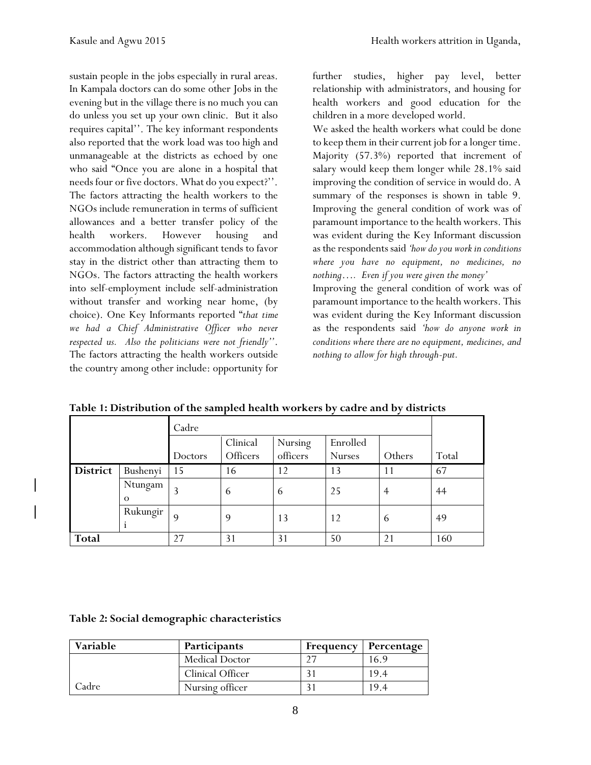sustain people in the jobs especially in rural areas. In Kampala doctors can do some other Jobs in the evening but in the village there is no much you can do unless you set up your own clinic. But it also requires capital''. The key informant respondents also reported that the work load was too high and unmanageable at the districts as echoed by one who said "Once you are alone in a hospital that needs four or five doctors. What do you expect?''. The factors attracting the health workers to the NGOs include remuneration in terms of sufficient allowances and a better transfer policy of the health workers. However housing and accommodation although significant tends to favor stay in the district other than attracting them to NGOs. The factors attracting the health workers into self-employment include self-administration without transfer and working near home, (by choice). One Key Informants reported "*that time we had a Chief Administrative Officer who never respected us. Also the politicians were not friendly*''. The factors attracting the health workers outside the country among other include: opportunity for further studies, higher pay level, better relationship with administrators, and housing for health workers and good education for the children in a more developed world.

We asked the health workers what could be done to keep them in their current job for a longer time. Majority (57.3%) reported that increment of salary would keep them longer while 28.1% said improving the condition of service in would do. A summary of the responses is shown in table 9. Improving the general condition of work was of paramount importance to the health workers. This was evident during the Key Informant discussion as the respondents said *'how do you work in conditions where you have no equipment, no medicines, no nothing…. Even if you were given the money'*

Improving the general condition of work was of paramount importance to the health workers. This was evident during the Key Informant discussion as the respondents said *'how do anyone work in conditions where there are no equipment, medicines, and nothing to allow for high through-put.*

**Table 1: Distribution of the sampled health workers by cadre and by districts**

| | | Cadre | | | | | |
|---|---|---|---|---|---|---|---|
| | | Doctors | Clinical Officers | Nursing officers | Enrolled Nurses | Others | Total |
| **District** | Bushenyi | 15 | 16 | 12 | 13 | 11 | 67 |
| | Ntungamo | 3 | 6 | 6 | 25 | 4 | 44 |
| | Rukungiri | 9 | 9 | 13 | 12 | 6 | 49 |
| **Total** | | 27 | 31 | 31 | 50 | 21 | 160 |

**Table 2: Social demographic characteristics**

| Variable | Participants | Frequency | Percentage |
|---|---|---|---|
| | Medical Doctor | 27 | 16.9 |
| | Clinical Officer | 31 | 19.4 |
| Cadre | Nursing officer | 31 | 19.4 |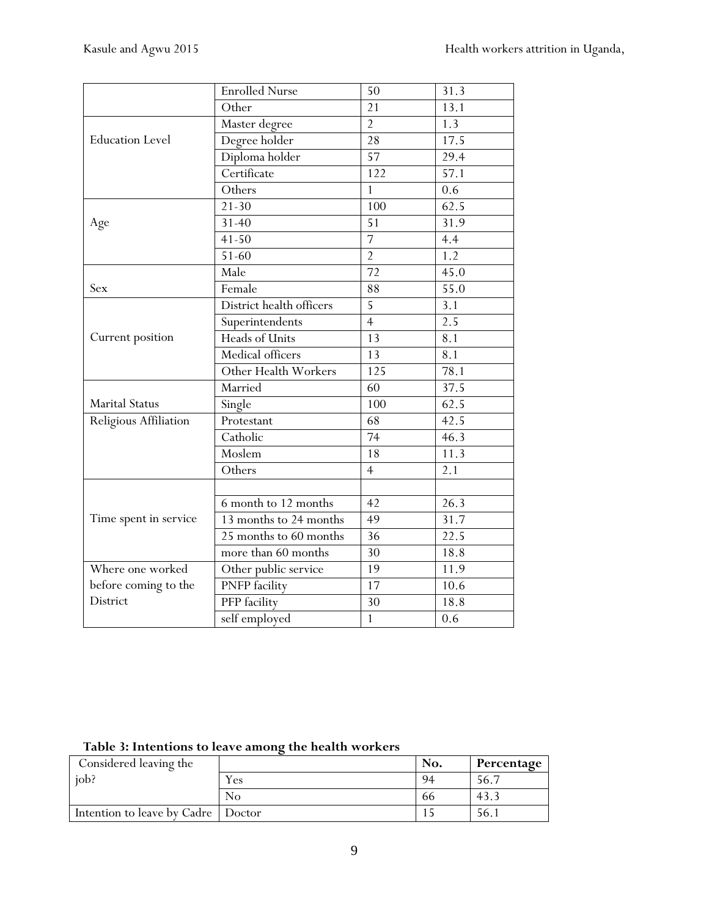| | | | |
|---|---|---|---|
| | Enrolled Nurse | 50 | 31.3 |
| | Other | 21 | 13.1 |
| Education Level | Master degree | 2 | 1.3 |
| | Degree holder | 28 | 17.5 |
| | Diploma holder | 57 | 29.4 |
| | Certificate | 122 | 57.1 |
| | Others | 1 | 0.6 |
| Age | 21-30 | 100 | 62.5 |
| | 31-40 | 51 | 31.9 |
| | 41-50 | 7 | 4.4 |
| | 51-60 | 2 | 1.2 |
| Sex | Male | 72 | 45.0 |
| | Female | 88 | 55.0 |
| Current position | District health officers | 5 | 3.1 |
| | Superintendents | 4 | 2.5 |
| | Heads of Units | 13 | 8.1 |
| | Medical officers | 13 | 8.1 |
| | Other Health Workers | 125 | 78.1 |
| Marital Status | Married | 60 | 37.5 |
| | Single | 100 | 62.5 |
| Religious Affiliation | Protestant | 68 | 42.5 |
| | Catholic | 74 | 46.3 |
| | Moslem | 18 | 11.3 |
| | Others | 4 | 2.1 |
| Time spent in service | | | |
| | 6 month to 12 months | 42 | 26.3 |
| | 13 months to 24 months | 49 | 31.7 |
| | 25 months to 60 months | 36 | 22.5 |
| | more than 60 months | 30 | 18.8 |
| Where one worked before coming to the District | Other public service | 19 | 11.9 |
| | PNFP facility | 17 | 10.6 |
| | PFP facility | 30 | 18.8 |
| | self employed | 1 | 0.6 |

**Table 3: Intentions to leave among the health workers**

| Considered leaving the job? | | No. | Percentage |
|---|---|---|---|
| | Yes | 94 | 56.7 |
| | No | 66 | 43.3 |
| Intention to leave by Cadre | Doctor | 15 | 56.1 |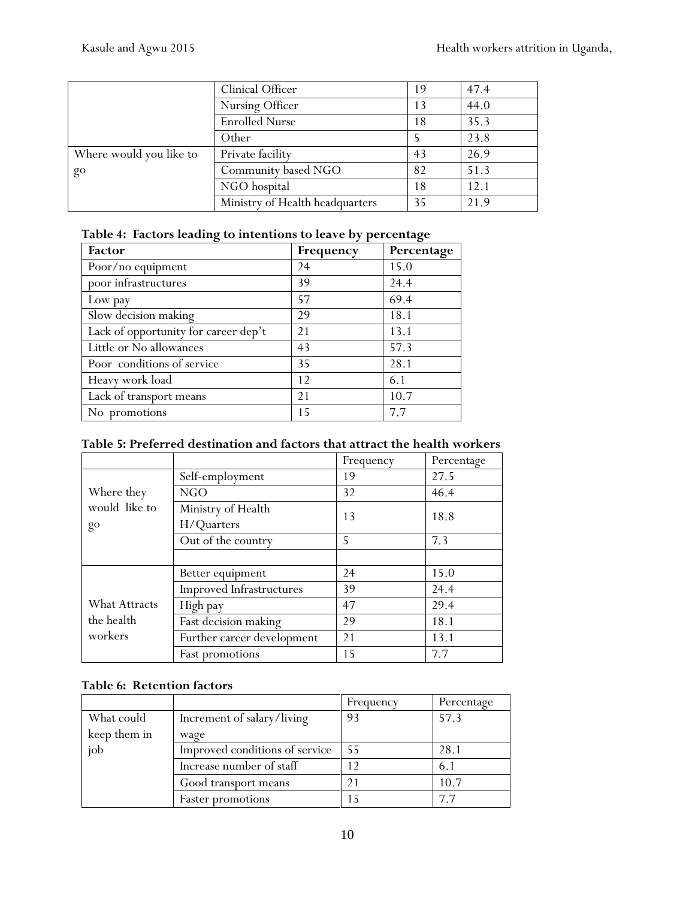|  |  |  |  |
|---|---|---|---|
|  | Clinical Officer | 19 | 47.4 |
|  | Nursing Officer | 13 | 44.0 |
|  | Enrolled Nurse | 18 | 35.3 |
|  | Other | 5 | 23.8 |
| Where would you like to go | Private facility | 43 | 26.9 |
|  | Community based NGO | 82 | 51.3 |
|  | NGO hospital | 18 | 12.1 |
|  | Ministry of Health headquarters | 35 | 21.9 |

**Table 4: Factors leading to intentions to leave by percentage**

| Factor | Frequency | Percentage |
|---|---|---|
| Poor/no equipment | 24 | 15.0 |
| poor infrastructures | 39 | 24.4 |
| Low pay | 57 | 69.4 |
| Slow decision making | 29 | 18.1 |
| Lack of opportunity for career dep't | 21 | 13.1 |
| Little or No allowances | 43 | 57.3 |
| Poor conditions of service | 35 | 28.1 |
| Heavy work load | 12 | 6.1 |
| Lack of transport means | 21 | 10.7 |
| No promotions | 15 | 7.7 |

**Table 5: Preferred destination and factors that attract the health workers**

|  |  | Frequency | Percentage |
|---|---|---|---|
| Where they would like to go | Self-employment | 19 | 27.5 |
|  | NGO | 32 | 46.4 |
|  | Ministry of Health H/Quarters | 13 | 18.8 |
|  | Out of the country | 5 | 7.3 |
|  |  |  |  |
| What Attracts the health workers | Better equipment | 24 | 15.0 |
|  | Improved Infrastructures | 39 | 24.4 |
|  | High pay | 47 | 29.4 |
|  | Fast decision making | 29 | 18.1 |
|  | Further career development | 21 | 13.1 |
|  | Fast promotions | 15 | 7.7 |

**Table 6: Retention factors**

|  |  | Frequency | Percentage |
|---|---|---|---|
| What could keep them in job | Increment of salary/living wage | 93 | 57.3 |
|  | Improved conditions of service | 55 | 28.1 |
|  | Increase number of staff | 12 | 6.1 |
|  | Good transport means | 21 | 10.7 |
|  | Faster promotions | 15 | 7.7 |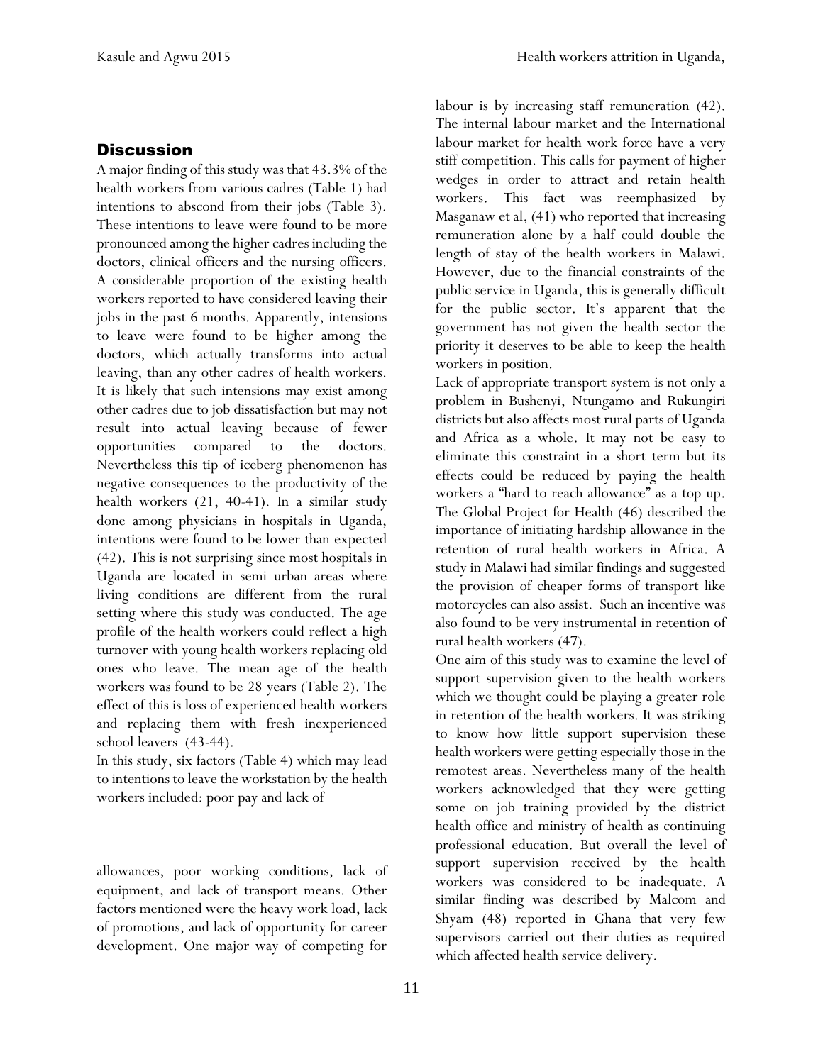## Discussion

A major finding of this study was that 43.3% of the health workers from various cadres (Table 1) had intentions to abscond from their jobs (Table 3). These intentions to leave were found to be more pronounced among the higher cadres including the doctors, clinical officers and the nursing officers. A considerable proportion of the existing health workers reported to have considered leaving their jobs in the past 6 months. Apparently, intensions to leave were found to be higher among the doctors, which actually transforms into actual leaving, than any other cadres of health workers. It is likely that such intensions may exist among other cadres due to job dissatisfaction but may not result into actual leaving because of fewer opportunities compared to the doctors. Nevertheless this tip of iceberg phenomenon has negative consequences to the productivity of the health workers (21, 40-41). In a similar study done among physicians in hospitals in Uganda, intentions were found to be lower than expected (42). This is not surprising since most hospitals in Uganda are located in semi urban areas where living conditions are different from the rural setting where this study was conducted. The age profile of the health workers could reflect a high turnover with young health workers replacing old ones who leave. The mean age of the health workers was found to be 28 years (Table 2). The effect of this is loss of experienced health workers and replacing them with fresh inexperienced school leavers (43-44).

In this study, six factors (Table 4) which may lead to intentions to leave the workstation by the health workers included: poor pay and lack of allowances, poor working conditions, lack of equipment, and lack of transport means. Other factors mentioned were the heavy work load, lack of promotions, and lack of opportunity for career development. One major way of competing for labour is by increasing staff remuneration (42). The internal labour market and the International labour market for health work force have a very stiff competition. This calls for payment of higher wedges in order to attract and retain health workers. This fact was reemphasized by Masganaw et al, (41) who reported that increasing remuneration alone by a half could double the length of stay of the health workers in Malawi. However, due to the financial constraints of the public service in Uganda, this is generally difficult for the public sector. It's apparent that the government has not given the health sector the priority it deserves to be able to keep the health workers in position.

Lack of appropriate transport system is not only a problem in Bushenyi, Ntungamo and Rukungiri districts but also affects most rural parts of Uganda and Africa as a whole. It may not be easy to eliminate this constraint in a short term but its effects could be reduced by paying the health workers a "hard to reach allowance" as a top up. The Global Project for Health (46) described the importance of initiating hardship allowance in the retention of rural health workers in Africa. A study in Malawi had similar findings and suggested the provision of cheaper forms of transport like motorcycles can also assist. Such an incentive was also found to be very instrumental in retention of rural health workers (47).

One aim of this study was to examine the level of support supervision given to the health workers which we thought could be playing a greater role in retention of the health workers. It was striking to know how little support supervision these health workers were getting especially those in the remotest areas. Nevertheless many of the health workers acknowledged that they were getting some on job training provided by the district health office and ministry of health as continuing professional education. But overall the level of support supervision received by the health workers was considered to be inadequate. A similar finding was described by Malcom and Shyam (48) reported in Ghana that very few supervisors carried out their duties as required which affected health service delivery.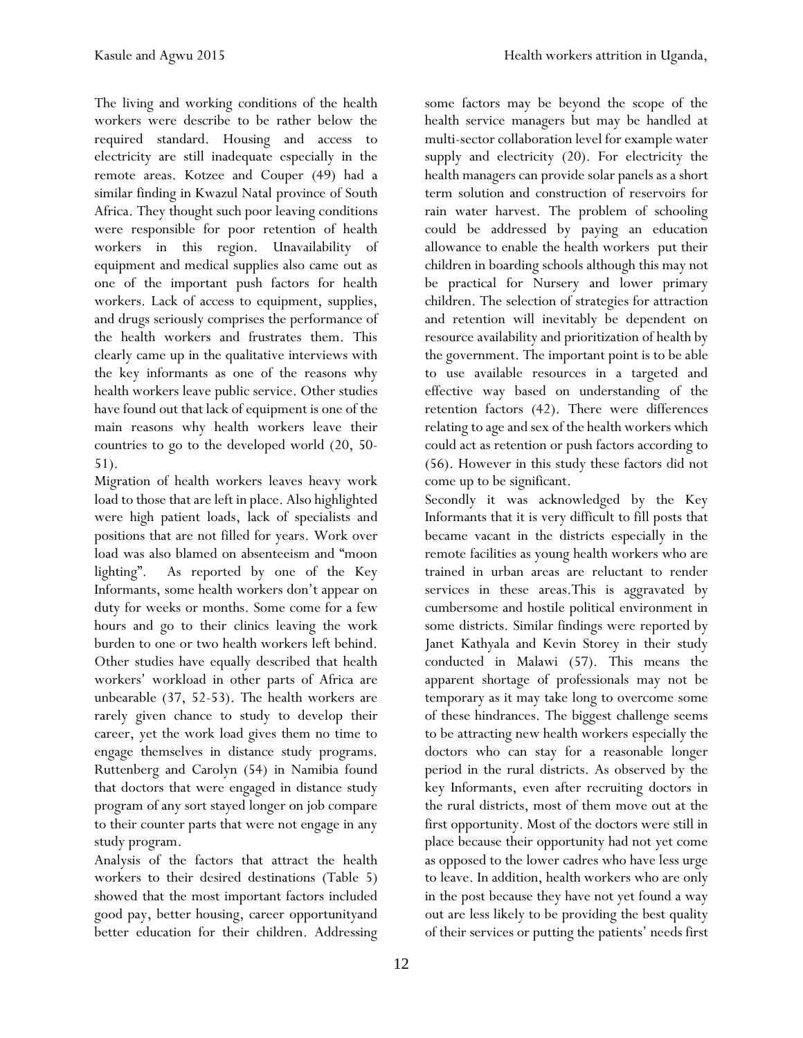The living and working conditions of the health workers were describe to be rather below the required standard. Housing and access to electricity are still inadequate especially in the remote areas. Kotzee and Couper (49) had a similar finding in Kwazul Natal province of South Africa. They thought such poor leaving conditions were responsible for poor retention of health workers in this region. Unavailability of equipment and medical supplies also came out as one of the important push factors for health workers. Lack of access to equipment, supplies, and drugs seriously comprises the performance of the health workers and frustrates them. This clearly came up in the qualitative interviews with the key informants as one of the reasons why health workers leave public service. Other studies have found out that lack of equipment is one of the main reasons why health workers leave their countries to go to the developed world (20, 50-51).

Migration of health workers leaves heavy work load to those that are left in place. Also highlighted were high patient loads, lack of specialists and positions that are not filled for years. Work over load was also blamed on absenteeism and "moon lighting". As reported by one of the Key Informants, some health workers don't appear on duty for weeks or months. Some come for a few hours and go to their clinics leaving the work burden to one or two health workers left behind. Other studies have equally described that health workers' workload in other parts of Africa are unbearable (37, 52-53). The health workers are rarely given chance to study to develop their career, yet the work load gives them no time to engage themselves in distance study programs. Ruttenberg and Carolyn (54) in Namibia found that doctors that were engaged in distance study program of any sort stayed longer on job compare to their counter parts that were not engage in any study program.

Analysis of the factors that attract the health workers to their desired destinations (Table 5) showed that the most important factors included good pay, better housing, career opportunityand better education for their children. Addressing some factors may be beyond the scope of the health service managers but may be handled at multi-sector collaboration level for example water supply and electricity (20). For electricity the health managers can provide solar panels as a short term solution and construction of reservoirs for rain water harvest. The problem of schooling could be addressed by paying an education allowance to enable the health workers put their children in boarding schools although this may not be practical for Nursery and lower primary children. The selection of strategies for attraction and retention will inevitably be dependent on resource availability and prioritization of health by the government. The important point is to be able to use available resources in a targeted and effective way based on understanding of the retention factors (42). There were differences relating to age and sex of the health workers which could act as retention or push factors according to (56). However in this study these factors did not come up to be significant.

Secondly it was acknowledged by the Key Informants that it is very difficult to fill posts that became vacant in the districts especially in the remote facilities as young health workers who are trained in urban areas are reluctant to render services in these areas.This is aggravated by cumbersome and hostile political environment in some districts. Similar findings were reported by Janet Kathyala and Kevin Storey in their study conducted in Malawi (57). This means the apparent shortage of professionals may not be temporary as it may take long to overcome some of these hindrances. The biggest challenge seems to be attracting new health workers especially the doctors who can stay for a reasonable longer period in the rural districts. As observed by the key Informants, even after recruiting doctors in the rural districts, most of them move out at the first opportunity. Most of the doctors were still in place because their opportunity had not yet come as opposed to the lower cadres who have less urge to leave. In addition, health workers who are only in the post because they have not yet found a way out are less likely to be providing the best quality of their services or putting the patients' needs first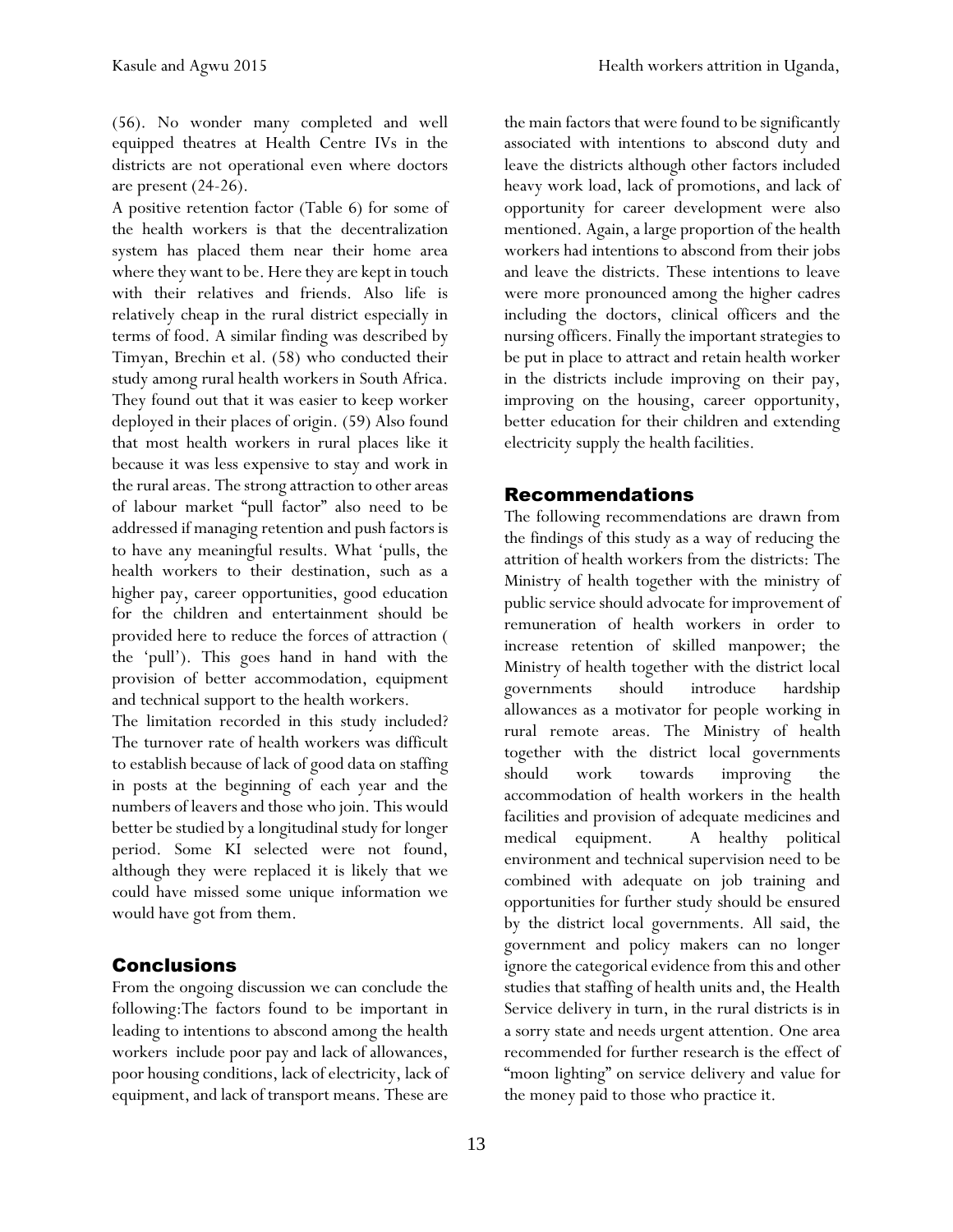(56). No wonder many completed and well equipped theatres at Health Centre IVs in the districts are not operational even where doctors are present (24-26).

A positive retention factor (Table 6) for some of the health workers is that the decentralization system has placed them near their home area where they want to be. Here they are kept in touch with their relatives and friends. Also life is relatively cheap in the rural district especially in terms of food. A similar finding was described by Timyan, Brechin et al. (58) who conducted their study among rural health workers in South Africa. They found out that it was easier to keep worker deployed in their places of origin. (59) Also found that most health workers in rural places like it because it was less expensive to stay and work in the rural areas. The strong attraction to other areas of labour market "pull factor" also need to be addressed if managing retention and push factors is to have any meaningful results. What 'pulls, the health workers to their destination, such as a higher pay, career opportunities, good education for the children and entertainment should be provided here to reduce the forces of attraction ( the 'pull'). This goes hand in hand with the provision of better accommodation, equipment and technical support to the health workers.

The limitation recorded in this study included? The turnover rate of health workers was difficult to establish because of lack of good data on staffing in posts at the beginning of each year and the numbers of leavers and those who join. This would better be studied by a longitudinal study for longer period. Some KI selected were not found, although they were replaced it is likely that we could have missed some unique information we would have got from them.

## Conclusions

From the ongoing discussion we can conclude the following:The factors found to be important in leading to intentions to abscond among the health workers include poor pay and lack of allowances, poor housing conditions, lack of electricity, lack of equipment, and lack of transport means. These are the main factors that were found to be significantly associated with intentions to abscond duty and leave the districts although other factors included heavy work load, lack of promotions, and lack of opportunity for career development were also mentioned. Again, a large proportion of the health workers had intentions to abscond from their jobs and leave the districts. These intentions to leave were more pronounced among the higher cadres including the doctors, clinical officers and the nursing officers. Finally the important strategies to be put in place to attract and retain health worker in the districts include improving on their pay, improving on the housing, career opportunity, better education for their children and extending electricity supply the health facilities.

## Recommendations

The following recommendations are drawn from the findings of this study as a way of reducing the attrition of health workers from the districts: The Ministry of health together with the ministry of public service should advocate for improvement of remuneration of health workers in order to increase retention of skilled manpower; the Ministry of health together with the district local governments should introduce hardship allowances as a motivator for people working in rural remote areas. The Ministry of health together with the district local governments should work towards improving the accommodation of health workers in the health facilities and provision of adequate medicines and medical equipment. A healthy political environment and technical supervision need to be combined with adequate on job training and opportunities for further study should be ensured by the district local governments. All said, the government and policy makers can no longer ignore the categorical evidence from this and other studies that staffing of health units and, the Health Service delivery in turn, in the rural districts is in a sorry state and needs urgent attention. One area recommended for further research is the effect of "moon lighting" on service delivery and value for the money paid to those who practice it.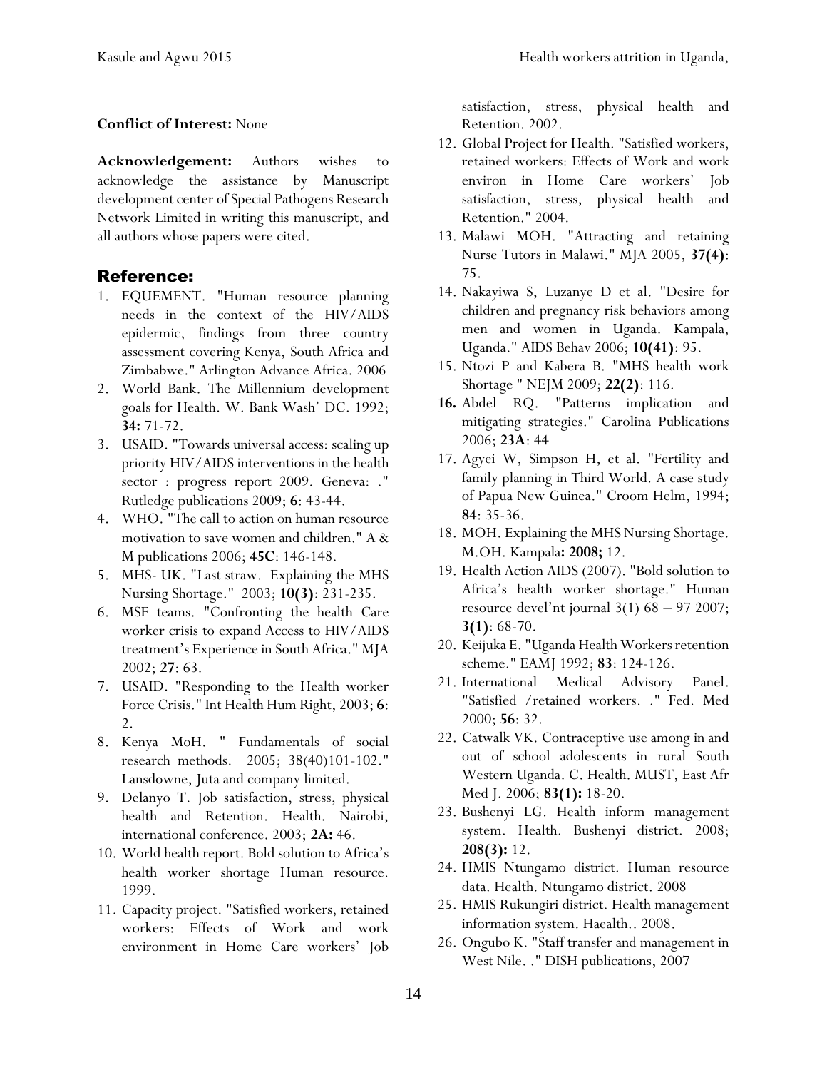**Conflict of Interest:** None

**Acknowledgement:** Authors wishes to acknowledge the assistance by Manuscript development center of Special Pathogens Research Network Limited in writing this manuscript, and all authors whose papers were cited.

## Reference:

1. EQUEMENT. "Human resource planning needs in the context of the HIV/AIDS epidermic, findings from three country assessment covering Kenya, South Africa and Zimbabwe." Arlington Advance Africa. 2006
2. World Bank. The Millennium development goals for Health. W. Bank Wash' DC. 1992; **34:** 71-72.
3. USAID. "Towards universal access: scaling up priority HIV/AIDS interventions in the health sector : progress report 2009. Geneva: ." Rutledge publications 2009; **6**: 43-44.
4. WHO. "The call to action on human resource motivation to save women and children." A & M publications 2006; **45C**: 146-148.
5. MHS- UK. "Last straw. Explaining the MHS Nursing Shortage." 2003; **10(3)**: 231-235.
6. MSF teams. "Confronting the health Care worker crisis to expand Access to HIV/AIDS treatment's Experience in South Africa." MJA 2002; **27**: 63.
7. USAID. "Responding to the Health worker Force Crisis." Int Health Hum Right, 2003; **6**: 2.
8. Kenya MoH. " Fundamentals of social research methods. 2005; 38(40)101-102." Lansdowne, Juta and company limited.
9. Delanyo T. Job satisfaction, stress, physical health and Retention. Health. Nairobi, international conference. 2003; **2A:** 46.
10. World health report. Bold solution to Africa's health worker shortage Human resource. 1999.
11. Capacity project. "Satisfied workers, retained workers: Effects of Work and work environment in Home Care workers' Job satisfaction, stress, physical health and Retention. 2002.
12. Global Project for Health. "Satisfied workers, retained workers: Effects of Work and work environ in Home Care workers' Job satisfaction, stress, physical health and Retention." 2004.
13. Malawi MOH. "Attracting and retaining Nurse Tutors in Malawi." MJA 2005, **37(4)**: 75.
14. Nakayiwa S, Luzanye D et al. "Desire for children and pregnancy risk behaviors among men and women in Uganda. Kampala, Uganda." AIDS Behav 2006; **10(41)**: 95.
15. Ntozi P and Kabera B. "MHS health work Shortage " NEJM 2009; **22(2)**: 116.
16. Abdel RQ. "Patterns implication and mitigating strategies." Carolina Publications 2006; **23A**: 44
17. Agyei W, Simpson H, et al. "Fertility and family planning in Third World. A case study of Papua New Guinea." Croom Helm, 1994; **84**: 35-36.
18. MOH. Explaining the MHS Nursing Shortage. M.OH. Kampala**: 2008;** 12.
19. Health Action AIDS (2007). "Bold solution to Africa's health worker shortage." Human resource devel'nt journal 3(1) 68 – 97 2007; **3(1)**: 68-70.
20. Keijuka E. "Uganda Health Workers retention scheme." EAMJ 1992; **83**: 124-126.
21. International Medical Advisory Panel. "Satisfied /retained workers. ." Fed. Med 2000; **56**: 32.
22. Catwalk VK. Contraceptive use among in and out of school adolescents in rural South Western Uganda. C. Health. MUST, East Afr Med J. 2006; **83(1):** 18-20.
23. Bushenyi LG. Health inform management system. Health. Bushenyi district. 2008; **208(3):** 12.
24. HMIS Ntungamo district. Human resource data. Health. Ntungamo district. 2008
25. HMIS Rukungiri district. Health management information system. Haealth.. 2008.
26. Ongubo K. "Staff transfer and management in West Nile. ." DISH publications, 2007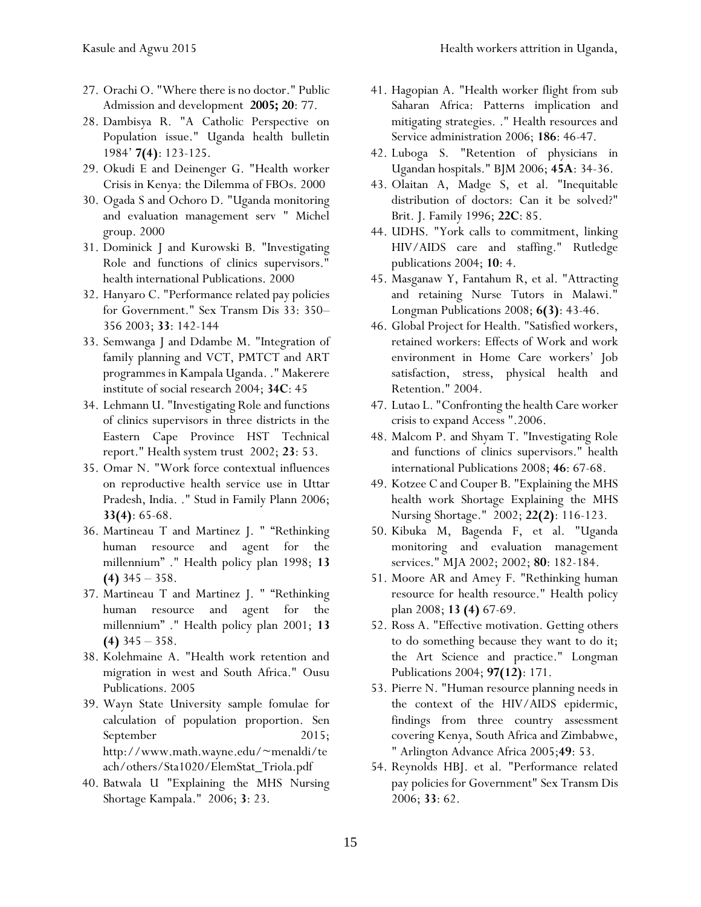27. Orachi O. "Where there is no doctor." Public Admission and development **2005; 20**: 77.
28. Dambisya R. "A Catholic Perspective on Population issue." Uganda health bulletin 1984' **7(4)**: 123-125.
29. Okudi E and Deinenger G. "Health worker Crisis in Kenya: the Dilemma of FBOs. 2000
30. Ogada S and Ochoro D. "Uganda monitoring and evaluation management serv " Michel group. 2000
31. Dominick J and Kurowski B. "Investigating Role and functions of clinics supervisors." health international Publications. 2000
32. Hanyaro C. "Performance related pay policies for Government." Sex Transm Dis 33: 350–356 2003; **33**: 142-144
33. Semwanga J and Ddambe M. "Integration of family planning and VCT, PMTCT and ART programmes in Kampala Uganda. ." Makerere institute of social research 2004; **34C**: 45
34. Lehmann U. "Investigating Role and functions of clinics supervisors in three districts in the Eastern Cape Province HST Technical report." Health system trust 2002; **23**: 53.
35. Omar N. "Work force contextual influences on reproductive health service use in Uttar Pradesh, India. ." Stud in Family Plann 2006; **33(4)**: 65-68.
36. Martineau T and Martinez J. " "Rethinking human resource and agent for the millennium" ." Health policy plan 1998; **13 (4)** 345 – 358.
37. Martineau T and Martinez J. " "Rethinking human resource and agent for the millennium" ." Health policy plan 2001; **13 (4)** 345 – 358.
38. Kolehmaine A. "Health work retention and migration in west and South Africa." Ousu Publications. 2005
39. Wayn State University sample fomulae for calculation of population proportion. Sen September 2015; http://www.math.wayne.edu/~menaldi/teach/others/Sta1020/ElemStat_Triola.pdf
40. Batwala U "Explaining the MHS Nursing Shortage Kampala." 2006; **3**: 23.
41. Hagopian A. "Health worker flight from sub Saharan Africa: Patterns implication and mitigating strategies. ." Health resources and Service administration 2006; **186**: 46-47.
42. Luboga S. "Retention of physicians in Ugandan hospitals." BJM 2006; **45A**: 34-36.
43. Olaitan A, Madge S, et al. "Inequitable distribution of doctors: Can it be solved?" Brit. J. Family 1996; **22C**: 85.
44. UDHS. "York calls to commitment, linking HIV/AIDS care and staffing." Rutledge publications 2004; **10**: 4.
45. Masganaw Y, Fantahum R, et al. "Attracting and retaining Nurse Tutors in Malawi." Longman Publications 2008; **6(3)**: 43-46.
46. Global Project for Health. "Satisfied workers, retained workers: Effects of Work and work environment in Home Care workers' Job satisfaction, stress, physical health and Retention." 2004.
47. Lutao L. "Confronting the health Care worker crisis to expand Access ".2006.
48. Malcom P. and Shyam T. "Investigating Role and functions of clinics supervisors." health international Publications 2008; **46**: 67-68.
49. Kotzee C and Couper B. "Explaining the MHS health work Shortage Explaining the MHS Nursing Shortage." 2002; **22(2)**: 116-123.
50. Kibuka M, Bagenda F, et al. "Uganda monitoring and evaluation management services." MJA 2002; 2002; **80**: 182-184.
51. Moore AR and Amey F. "Rethinking human resource for health resource." Health policy plan 2008; **13 (4)** 67-69.
52. Ross A. "Effective motivation. Getting others to do something because they want to do it; the Art Science and practice." Longman Publications 2004; **97(12)**: 171.
53. Pierre N. "Human resource planning needs in the context of the HIV/AIDS epidermic, findings from three country assessment covering Kenya, South Africa and Zimbabwe, " Arlington Advance Africa 2005;**49**: 53.
54. Reynolds HBJ. et al. "Performance related pay policies for Government" Sex Transm Dis 2006; **33**: 62.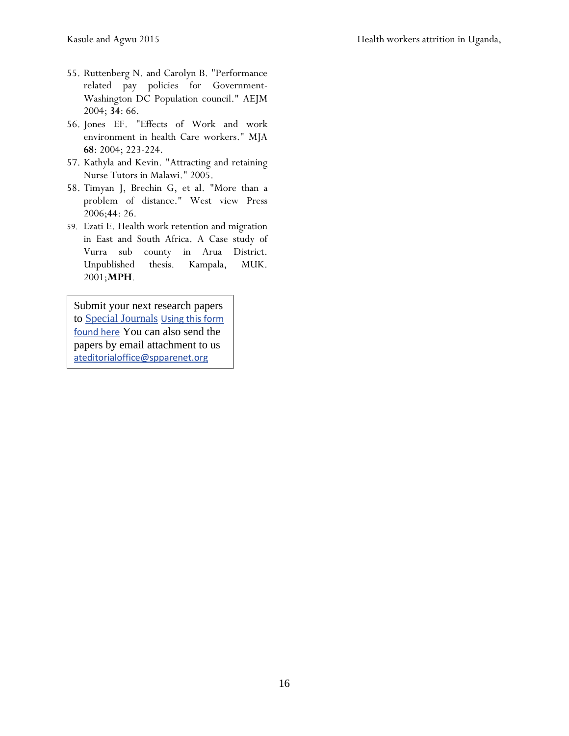55. Ruttenberg N. and Carolyn B. "Performance related pay policies for Government-Washington DC Population council." AEJM 2004; **34**: 66.
56. Jones EF. "Effects of Work and work environment in health Care workers." MJA **68**: 2004; 223-224.
57. Kathyla and Kevin. "Attracting and retaining Nurse Tutors in Malawi." 2005.
58. Timyan J, Brechin G, et al. "More than a problem of distance." West view Press 2006;**44**: 26.
59. Ezati E. Health work retention and migration in East and South Africa. A Case study of Vurra sub county in Arua District. Unpublished thesis. Kampala, MUK. 2001;**MPH**.

Submit your next research papers to Special Journals Using this form found here You can also send the papers by email attachment to us ateditorialoffice@spparenet.org